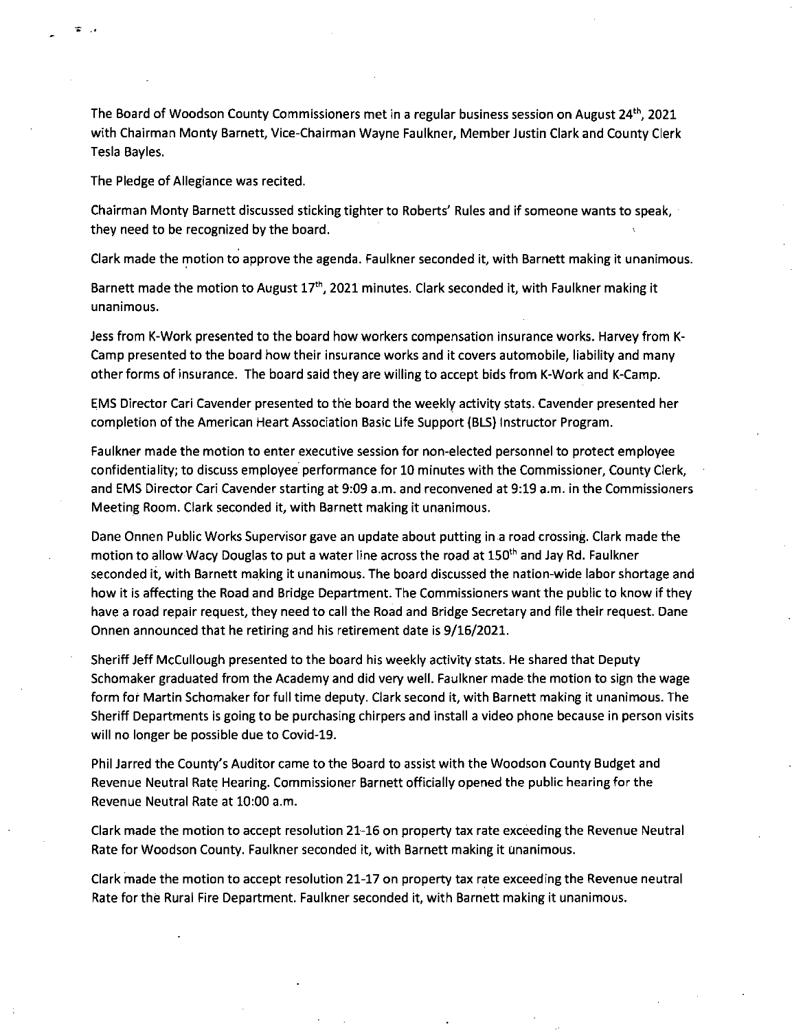The Board of Woodson County Commissioners met in a regular business session on August 24th, 2021 with Chairman Monty Barnett, Vice-Chairman Wayne Faulkner, Member Justin Clark and County Clerk Tesla Bayles.

The Pledge of Allegiance was recited.

Chairman Monty Barnett discussed sticking tighter to Roberts' Rules and if someone wants to speak, they need to be recognized by the board.

Clark made the motion to approve the agenda. Faulkner seconded it, with Barnett making it unanimous.

Barnett made the motion to August 17th, 2021 minutes. Clark seconded it, with Faulkner making it unanimous.

Jess from K-Work presented to the board how workers compensation insurance works. Harvey from K-Camp presented to the board how their insurance works and it covers automobile, liability and many other forms of insurance. The board said they are willing to accept bids from K-Work and K-Camp.

EMS Director Cari Cavender presented to the board the weekly activity stats. Cavender presented her completion of the American Heart Association Basic Life Support (BLS) Instructor Program.

Faulkner made the motion to enter executive session for non-elected personnel to protect employee confidentiality; to discuss employee performance for 10 minutes with the Commissioner, County Clerk, and EMS Director Cari Cavender starting at 9:09 a.m. and reconvened at 9:19 a.m. in the Commissioners Meeting Room. Clark seconded it, with Barnett making it unanimous.

Dane Onnen Public Works Supervisor gave an update about putting in a road crossing. Clark made the motion to allow Wacy Douglas to put a water line across the road at 150th and Jay Rd. Faulkner seconded it, with Barnett making it unanimous. The board discussed the nation-wide labor shortage and how it is affecting the Road and Bridge Department. The Commissioners want the public to know if they have a road repair request, they need to call the Road and Bridge Secretary and file their request. Dane Onnen announced that he retiring and his retirement date is 9/16/2021.

Sheriff Jeff McCullough presented to the board his weekly activity stats. He shared that Deputy Schomaker graduated from the Academy and did very well. Faulkner made the motion to sign the wage form for Martin Schomaker for full time deputy. Clark second it, with Barnett making it unanimous. The Sheriff Departments is going to be purchasing chirpers and install a video phone because in person visits will no longer be possible due to Covid-19.

Phil Jarred the County's Auditor came to the Board to assist with the Woodson County Budget and Revenue Neutral Rate Hearing. Commissioner Barnett officially opened the public hearing for the Revenue Neutral Rate at 10:00 a.m.

Clark made the motion to accept resolution 21-16 on property tax rate exceeding the Revenue Neutral Rate for Woodson County. Faulkner seconded it, with Barnett making it unanimous.

Clark made the motion to accept resolution 21-17 on property tax rate exceeding the Revenue neutral Rate for the Rural Fire Department. Faulkner seconded it, with Barnett making it unanimous.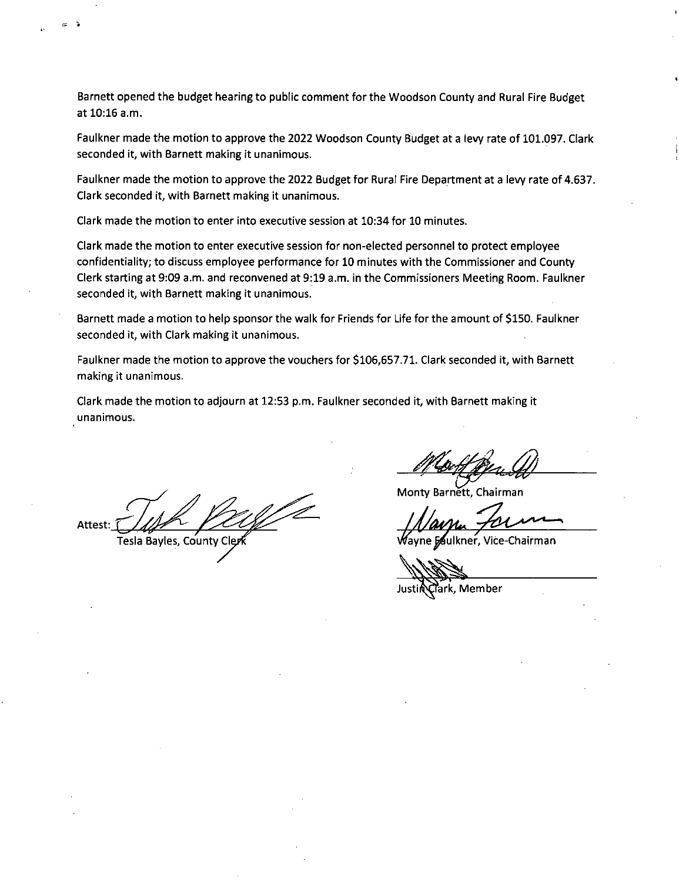Barnett opened the budget hearing to public comment for the Woodson County and Rural Fire Budget at 10:16 a.m.

Faulkner made the motion to approve the 2022 Woodson County Budget at a levy rate of 101.097. Clark seconded it, with Barnett making it unanimous.

Faulkner made the motion to approve the 2022 Budget for Rural Fire Department at a levy rate of 4.637. Clark seconded it, with Barnett making it unanimous.

Clark made the motion to enter into executive session at 10:34 for 10 minutes.

Clark made the motion to enter executive session for non-elected personnel to protect employee confidentiality; to discuss employee performance for 10 minutes with the Commissioner and County Clerk starting at 9:09 a.m. and reconvened at 9:19 a.m. in the Commissioners Meeting Room. Faulkner seconded it, with Barnett making it unanimous.

Barnett made a motion to help sponsor the walk for Friends for Life for the amount of $150. Faulkner seconded it, with Clark making it unanimous.

Faulkner made the motion to approve the vouchers for $106,657.71. Clark seconded it, with Barnett making it unanimous.

Clark made the motion to adjourn at 12:53 p.m. Faulkner seconded it, with Barnett making it unanimous.

Monty Barnett, Chairman

Wayne Faulkner, Vice-Chairman

Justin Clark, Member

Attest:
Tesla Bayles, County Clerk